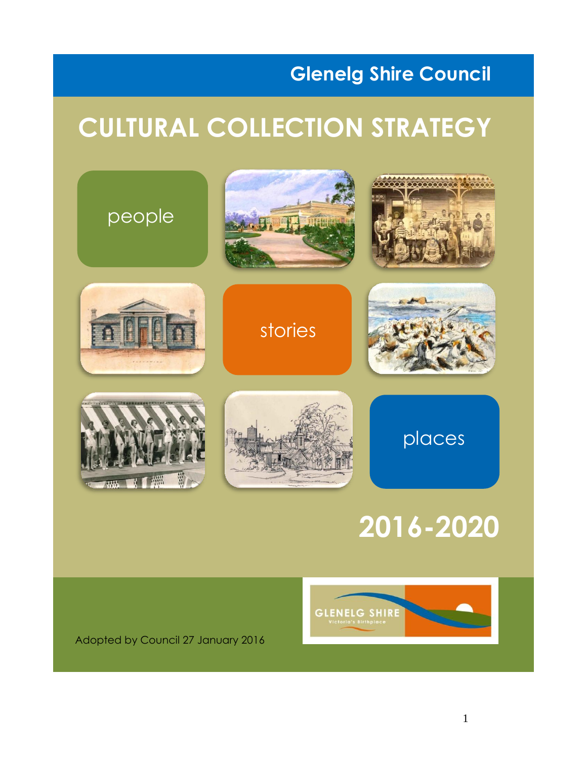Glenelg Shire Council

# CULTURAL COLLECTION STRATEGY

people

stories

places

## 2016-2020

Adopted by Council 27 January 2016

GLENELG SHIRE
Victoria's Birthplace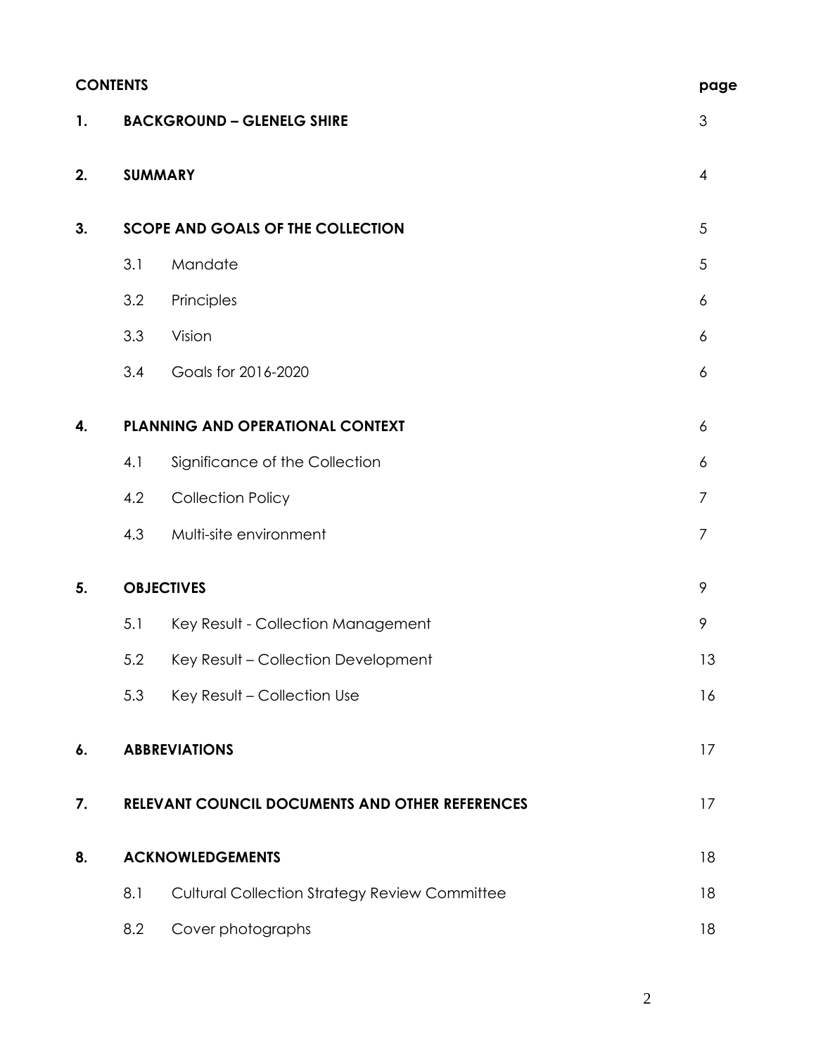| **CONTENTS** | | | **page** |
|---|---|---|---|
| **1.** | **BACKGROUND – GLENELG SHIRE** | | 3 |
| **2.** | **SUMMARY** | | 4 |
| **3.** | **SCOPE AND GOALS OF THE COLLECTION** | | 5 |
| | 3.1 | Mandate | 5 |
| | 3.2 | Principles | 6 |
| | 3.3 | Vision | 6 |
| | 3.4 | Goals for 2016-2020 | 6 |
| **4.** | **PLANNING AND OPERATIONAL CONTEXT** | | 6 |
| | 4.1 | Significance of the Collection | 6 |
| | 4.2 | Collection Policy | 7 |
| | 4.3 | Multi-site environment | 7 |
| **5.** | **OBJECTIVES** | | 9 |
| | 5.1 | Key Result - Collection Management | 9 |
| | 5.2 | Key Result – Collection Development | 13 |
| | 5.3 | Key Result – Collection Use | 16 |
| **6.** | **ABBREVIATIONS** | | 17 |
| **7.** | **RELEVANT COUNCIL DOCUMENTS AND OTHER REFERENCES** | | 17 |
| **8.** | **ACKNOWLEDGEMENTS** | | 18 |
| | 8.1 | Cultural Collection Strategy Review Committee | 18 |
| | 8.2 | Cover photographs | 18 |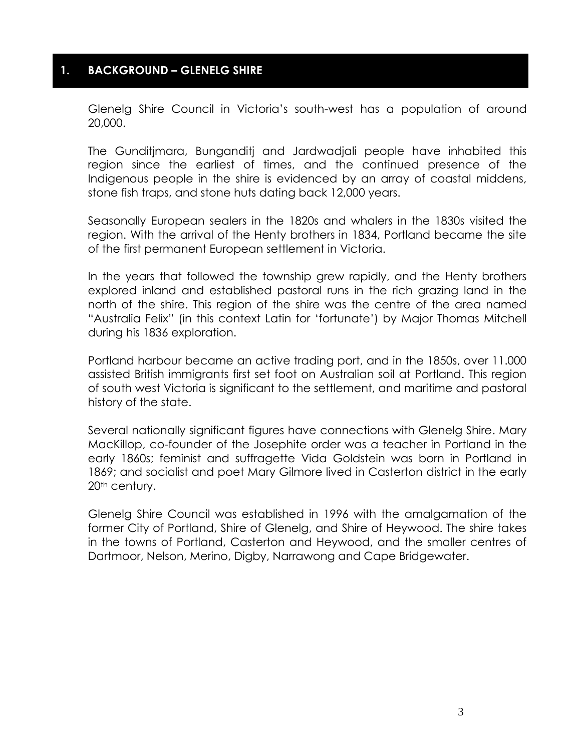## 1. BACKGROUND – GLENELG SHIRE

Glenelg Shire Council in Victoria's south-west has a population of around 20,000.

The Gunditjmara, Bunganditj and Jardwadjali people have inhabited this region since the earliest of times, and the continued presence of the Indigenous people in the shire is evidenced by an array of coastal middens, stone fish traps, and stone huts dating back 12,000 years.

Seasonally European sealers in the 1820s and whalers in the 1830s visited the region. With the arrival of the Henty brothers in 1834, Portland became the site of the first permanent European settlement in Victoria.

In the years that followed the township grew rapidly, and the Henty brothers explored inland and established pastoral runs in the rich grazing land in the north of the shire. This region of the shire was the centre of the area named "Australia Felix" (in this context Latin for 'fortunate') by Major Thomas Mitchell during his 1836 exploration.

Portland harbour became an active trading port, and in the 1850s, over 11.000 assisted British immigrants first set foot on Australian soil at Portland. This region of south west Victoria is significant to the settlement, and maritime and pastoral history of the state.

Several nationally significant figures have connections with Glenelg Shire. Mary MacKillop, co-founder of the Josephite order was a teacher in Portland in the early 1860s; feminist and suffragette Vida Goldstein was born in Portland in 1869; and socialist and poet Mary Gilmore lived in Casterton district in the early 20th century.

Glenelg Shire Council was established in 1996 with the amalgamation of the former City of Portland, Shire of Glenelg, and Shire of Heywood. The shire takes in the towns of Portland, Casterton and Heywood, and the smaller centres of Dartmoor, Nelson, Merino, Digby, Narrawong and Cape Bridgewater.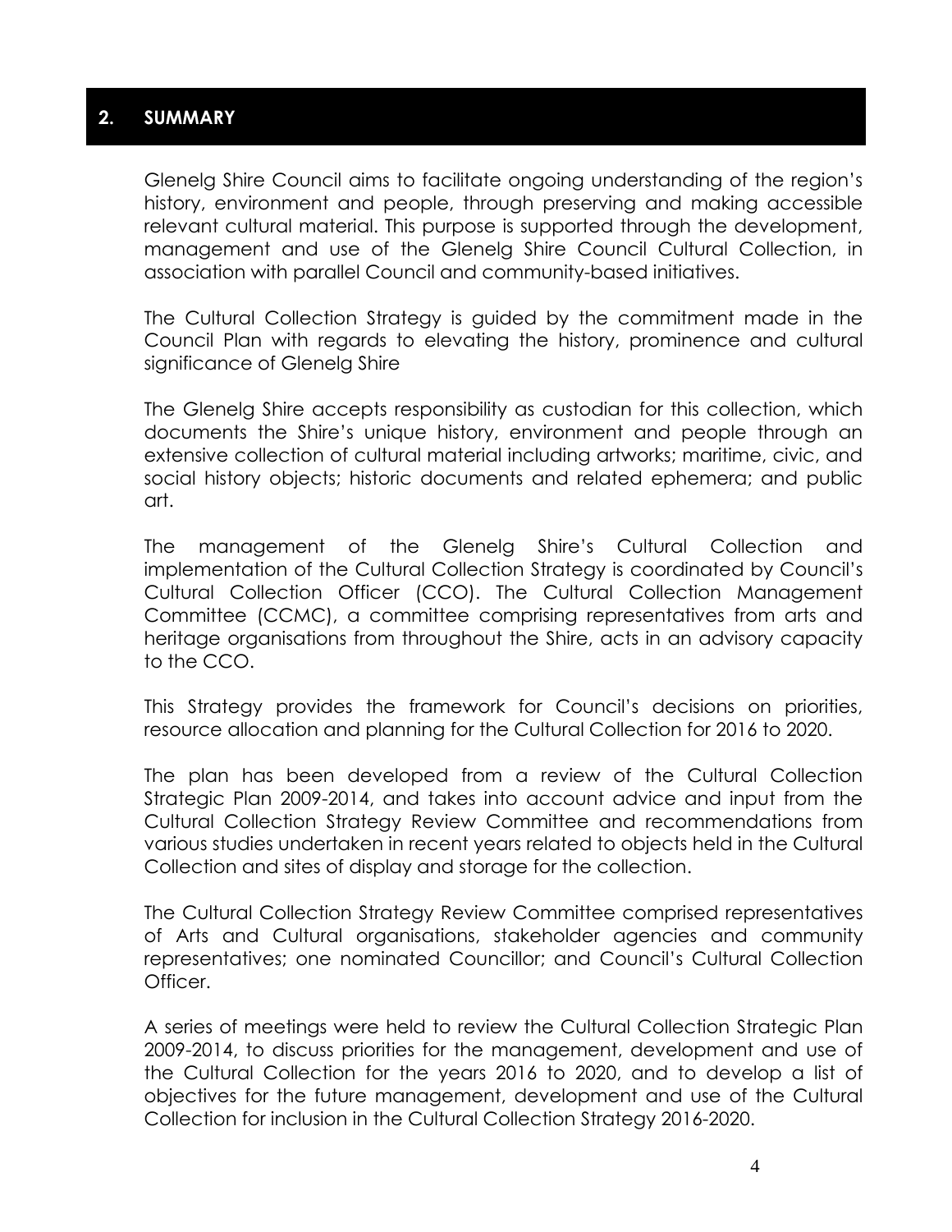## 2. SUMMARY

Glenelg Shire Council aims to facilitate ongoing understanding of the region's history, environment and people, through preserving and making accessible relevant cultural material. This purpose is supported through the development, management and use of the Glenelg Shire Council Cultural Collection, in association with parallel Council and community-based initiatives.

The Cultural Collection Strategy is guided by the commitment made in the Council Plan with regards to elevating the history, prominence and cultural significance of Glenelg Shire

The Glenelg Shire accepts responsibility as custodian for this collection, which documents the Shire's unique history, environment and people through an extensive collection of cultural material including artworks; maritime, civic, and social history objects; historic documents and related ephemera; and public art.

The management of the Glenelg Shire's Cultural Collection and implementation of the Cultural Collection Strategy is coordinated by Council's Cultural Collection Officer (CCO). The Cultural Collection Management Committee (CCMC), a committee comprising representatives from arts and heritage organisations from throughout the Shire, acts in an advisory capacity to the CCO.

This Strategy provides the framework for Council's decisions on priorities, resource allocation and planning for the Cultural Collection for 2016 to 2020.

The plan has been developed from a review of the Cultural Collection Strategic Plan 2009-2014, and takes into account advice and input from the Cultural Collection Strategy Review Committee and recommendations from various studies undertaken in recent years related to objects held in the Cultural Collection and sites of display and storage for the collection.

The Cultural Collection Strategy Review Committee comprised representatives of Arts and Cultural organisations, stakeholder agencies and community representatives; one nominated Councillor; and Council's Cultural Collection Officer.

A series of meetings were held to review the Cultural Collection Strategic Plan 2009-2014, to discuss priorities for the management, development and use of the Cultural Collection for the years 2016 to 2020, and to develop a list of objectives for the future management, development and use of the Cultural Collection for inclusion in the Cultural Collection Strategy 2016-2020.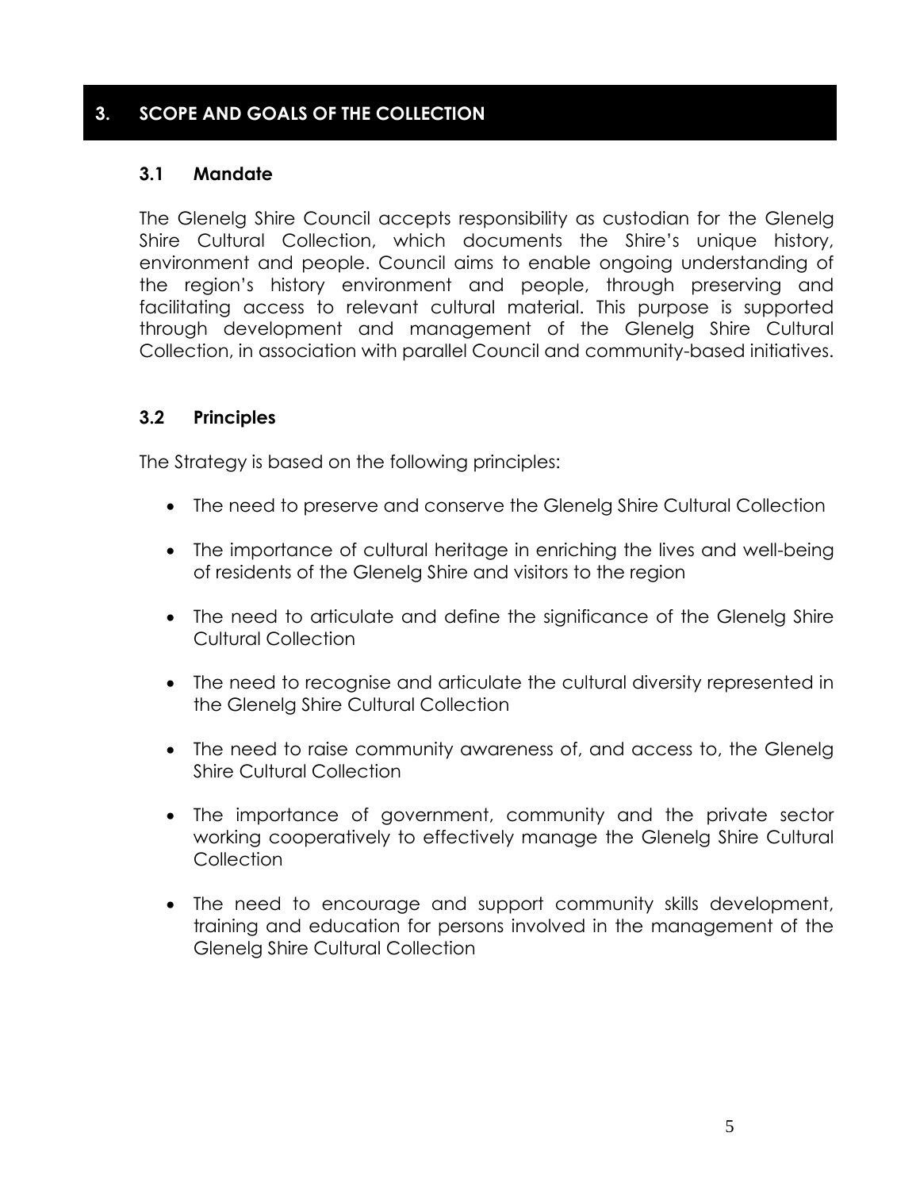## 3. SCOPE AND GOALS OF THE COLLECTION

### 3.1 Mandate

The Glenelg Shire Council accepts responsibility as custodian for the Glenelg Shire Cultural Collection, which documents the Shire's unique history, environment and people. Council aims to enable ongoing understanding of the region's history environment and people, through preserving and facilitating access to relevant cultural material. This purpose is supported through development and management of the Glenelg Shire Cultural Collection, in association with parallel Council and community-based initiatives.

### 3.2 Principles

The Strategy is based on the following principles:

- The need to preserve and conserve the Glenelg Shire Cultural Collection
- The importance of cultural heritage in enriching the lives and well-being of residents of the Glenelg Shire and visitors to the region
- The need to articulate and define the significance of the Glenelg Shire Cultural Collection
- The need to recognise and articulate the cultural diversity represented in the Glenelg Shire Cultural Collection
- The need to raise community awareness of, and access to, the Glenelg Shire Cultural Collection
- The importance of government, community and the private sector working cooperatively to effectively manage the Glenelg Shire Cultural Collection
- The need to encourage and support community skills development, training and education for persons involved in the management of the Glenelg Shire Cultural Collection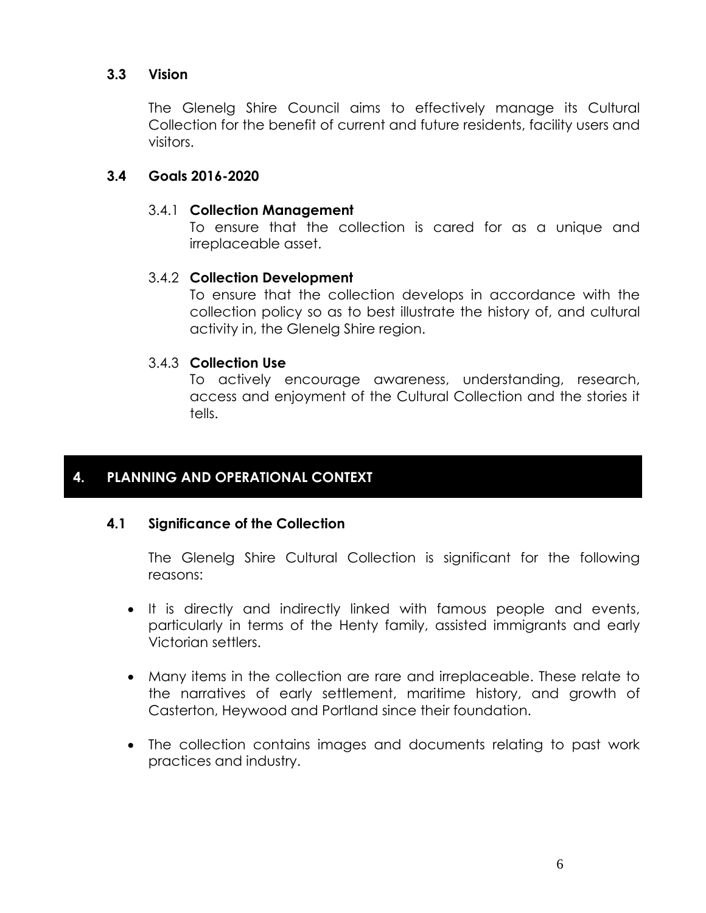### 3.3 Vision

The Glenelg Shire Council aims to effectively manage its Cultural Collection for the benefit of current and future residents, facility users and visitors.

### 3.4 Goals 2016-2020

#### 3.4.1 Collection Management

To ensure that the collection is cared for as a unique and irreplaceable asset.

#### 3.4.2 Collection Development

To ensure that the collection develops in accordance with the collection policy so as to best illustrate the history of, and cultural activity in, the Glenelg Shire region.

#### 3.4.3 Collection Use

To actively encourage awareness, understanding, research, access and enjoyment of the Cultural Collection and the stories it tells.

## 4. PLANNING AND OPERATIONAL CONTEXT

### 4.1 Significance of the Collection

The Glenelg Shire Cultural Collection is significant for the following reasons:

- It is directly and indirectly linked with famous people and events, particularly in terms of the Henty family, assisted immigrants and early Victorian settlers.
- Many items in the collection are rare and irreplaceable. These relate to the narratives of early settlement, maritime history, and growth of Casterton, Heywood and Portland since their foundation.
- The collection contains images and documents relating to past work practices and industry.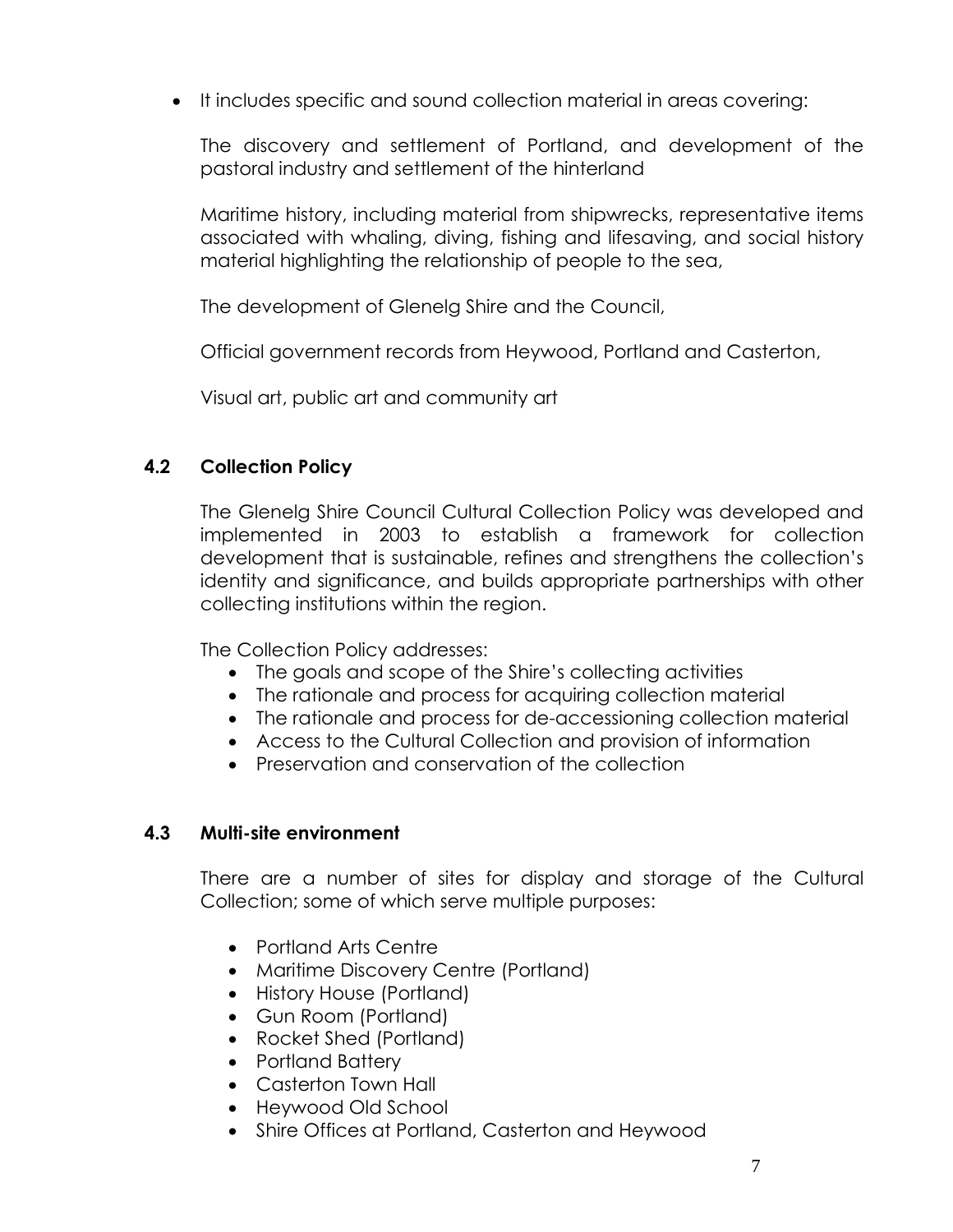- It includes specific and sound collection material in areas covering:

  The discovery and settlement of Portland, and development of the pastoral industry and settlement of the hinterland

  Maritime history, including material from shipwrecks, representative items associated with whaling, diving, fishing and lifesaving, and social history material highlighting the relationship of people to the sea,

  The development of Glenelg Shire and the Council,

  Official government records from Heywood, Portland and Casterton,

  Visual art, public art and community art

### 4.2 Collection Policy

The Glenelg Shire Council Cultural Collection Policy was developed and implemented in 2003 to establish a framework for collection development that is sustainable, refines and strengthens the collection's identity and significance, and builds appropriate partnerships with other collecting institutions within the region.

The Collection Policy addresses:

- The goals and scope of the Shire's collecting activities
- The rationale and process for acquiring collection material
- The rationale and process for de-accessioning collection material
- Access to the Cultural Collection and provision of information
- Preservation and conservation of the collection

### 4.3 Multi-site environment

There are a number of sites for display and storage of the Cultural Collection; some of which serve multiple purposes:

- Portland Arts Centre
- Maritime Discovery Centre (Portland)
- History House (Portland)
- Gun Room (Portland)
- Rocket Shed (Portland)
- Portland Battery
- Casterton Town Hall
- Heywood Old School
- Shire Offices at Portland, Casterton and Heywood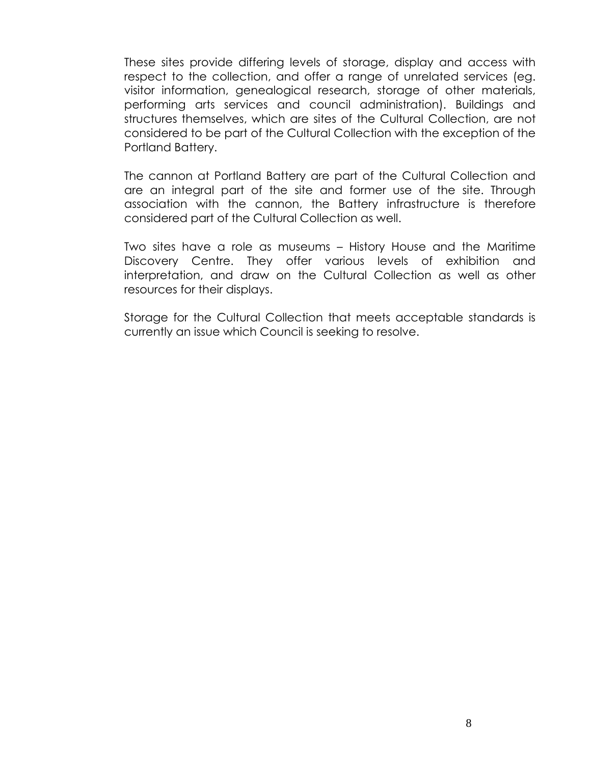These sites provide differing levels of storage, display and access with respect to the collection, and offer a range of unrelated services (eg. visitor information, genealogical research, storage of other materials, performing arts services and council administration). Buildings and structures themselves, which are sites of the Cultural Collection, are not considered to be part of the Cultural Collection with the exception of the Portland Battery.

The cannon at Portland Battery are part of the Cultural Collection and are an integral part of the site and former use of the site. Through association with the cannon, the Battery infrastructure is therefore considered part of the Cultural Collection as well.

Two sites have a role as museums – History House and the Maritime Discovery Centre. They offer various levels of exhibition and interpretation, and draw on the Cultural Collection as well as other resources for their displays.

Storage for the Cultural Collection that meets acceptable standards is currently an issue which Council is seeking to resolve.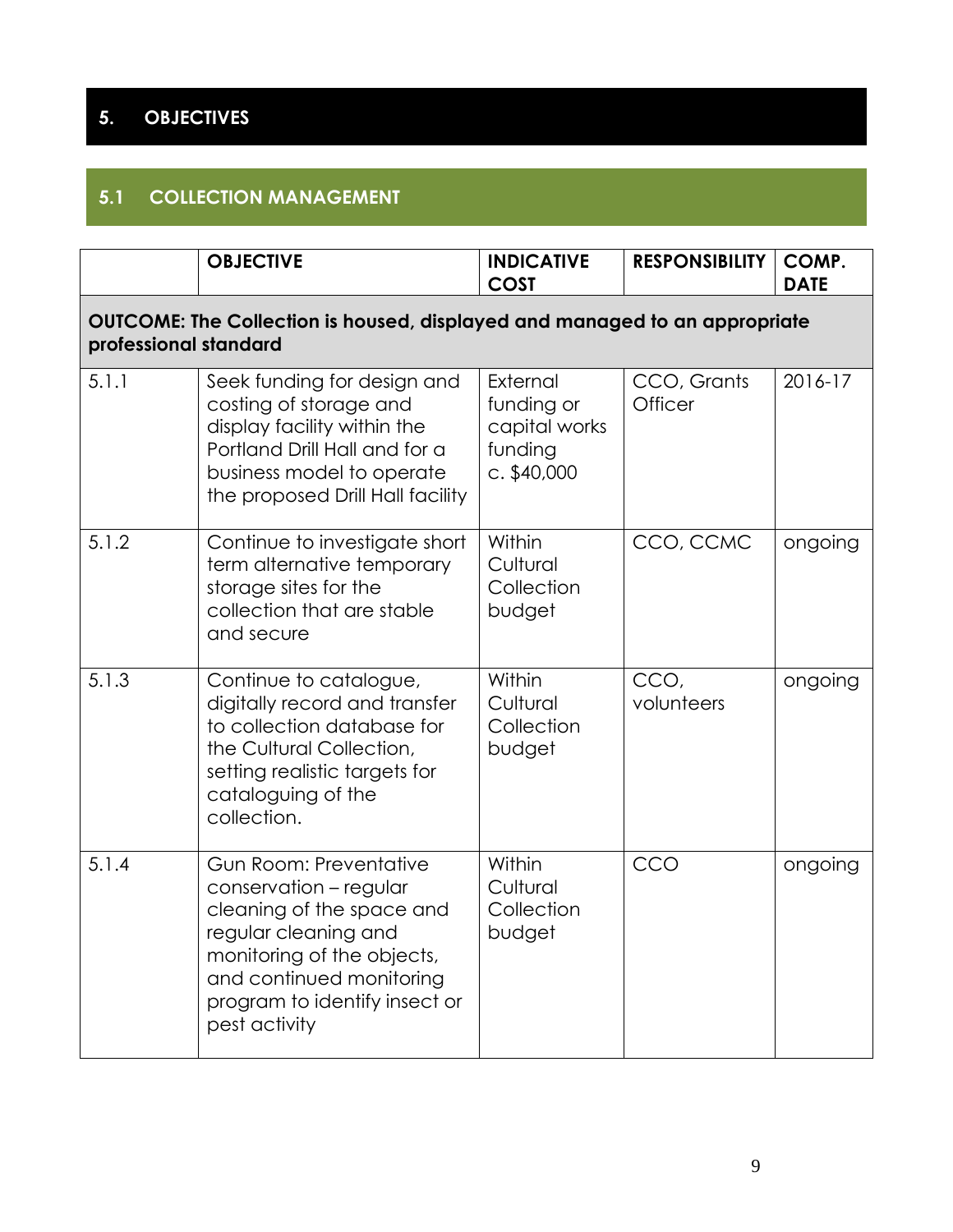## 5. OBJECTIVES

### 5.1 COLLECTION MANAGEMENT

| | OBJECTIVE | INDICATIVE COST | RESPONSIBILITY | COMP. DATE |
|---|---|---|---|---|
| **OUTCOME: The Collection is housed, displayed and managed to an appropriate professional standard** | | | | |
| 5.1.1 | Seek funding for design and costing of storage and display facility within the Portland Drill Hall and for a business model to operate the proposed Drill Hall facility | External funding or capital works funding c. $40,000 | CCO, Grants Officer | 2016-17 |
| 5.1.2 | Continue to investigate short term alternative temporary storage sites for the collection that are stable and secure | Within Cultural Collection budget | CCO, CCMC | ongoing |
| 5.1.3 | Continue to catalogue, digitally record and transfer to collection database for the Cultural Collection, setting realistic targets for cataloguing of the collection. | Within Cultural Collection budget | CCO, volunteers | ongoing |
| 5.1.4 | Gun Room: Preventative conservation – regular cleaning of the space and regular cleaning and monitoring of the objects, and continued monitoring program to identify insect or pest activity | Within Cultural Collection budget | CCO | ongoing |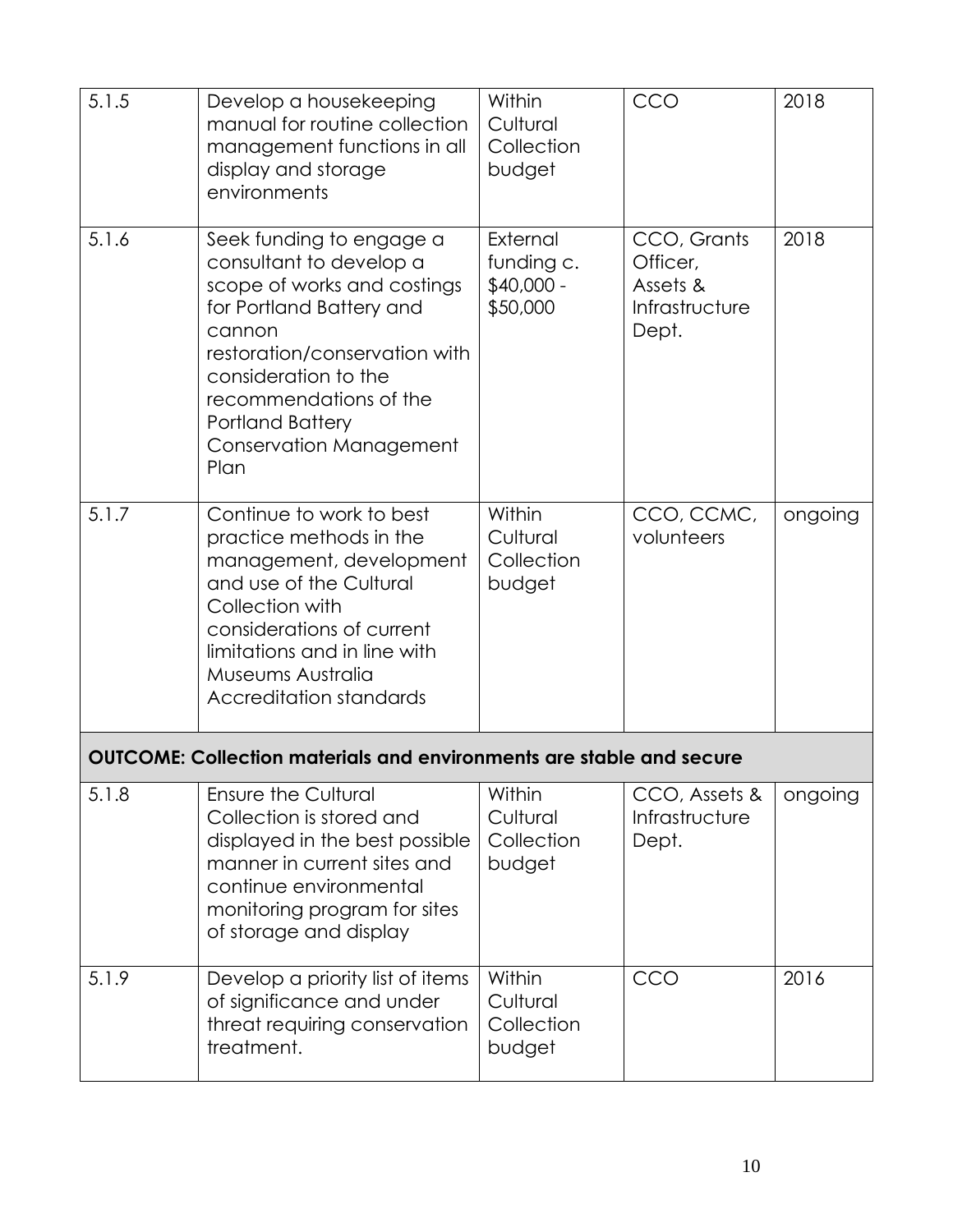| | | | | |
|---|---|---|---|---|
| 5.1.5 | Develop a housekeeping manual for routine collection management functions in all display and storage environments | Within Cultural Collection budget | CCO | 2018 |
| 5.1.6 | Seek funding to engage a consultant to develop a scope of works and costings for Portland Battery and cannon restoration/conservation with consideration to the recommendations of the Portland Battery Conservation Management Plan | External funding c. $40,000 - $50,000 | CCO, Grants Officer, Assets & Infrastructure Dept. | 2018 |
| 5.1.7 | Continue to work to best practice methods in the management, development and use of the Cultural Collection with considerations of current limitations and in line with Museums Australia Accreditation standards | Within Cultural Collection budget | CCO, CCMC, volunteers | ongoing |
| **OUTCOME: Collection materials and environments are stable and secure** | | | | |
| 5.1.8 | Ensure the Cultural Collection is stored and displayed in the best possible manner in current sites and continue environmental monitoring program for sites of storage and display | Within Cultural Collection budget | CCO, Assets & Infrastructure Dept. | ongoing |
| 5.1.9 | Develop a priority list of items of significance and under threat requiring conservation treatment. | Within Cultural Collection budget | CCO | 2016 |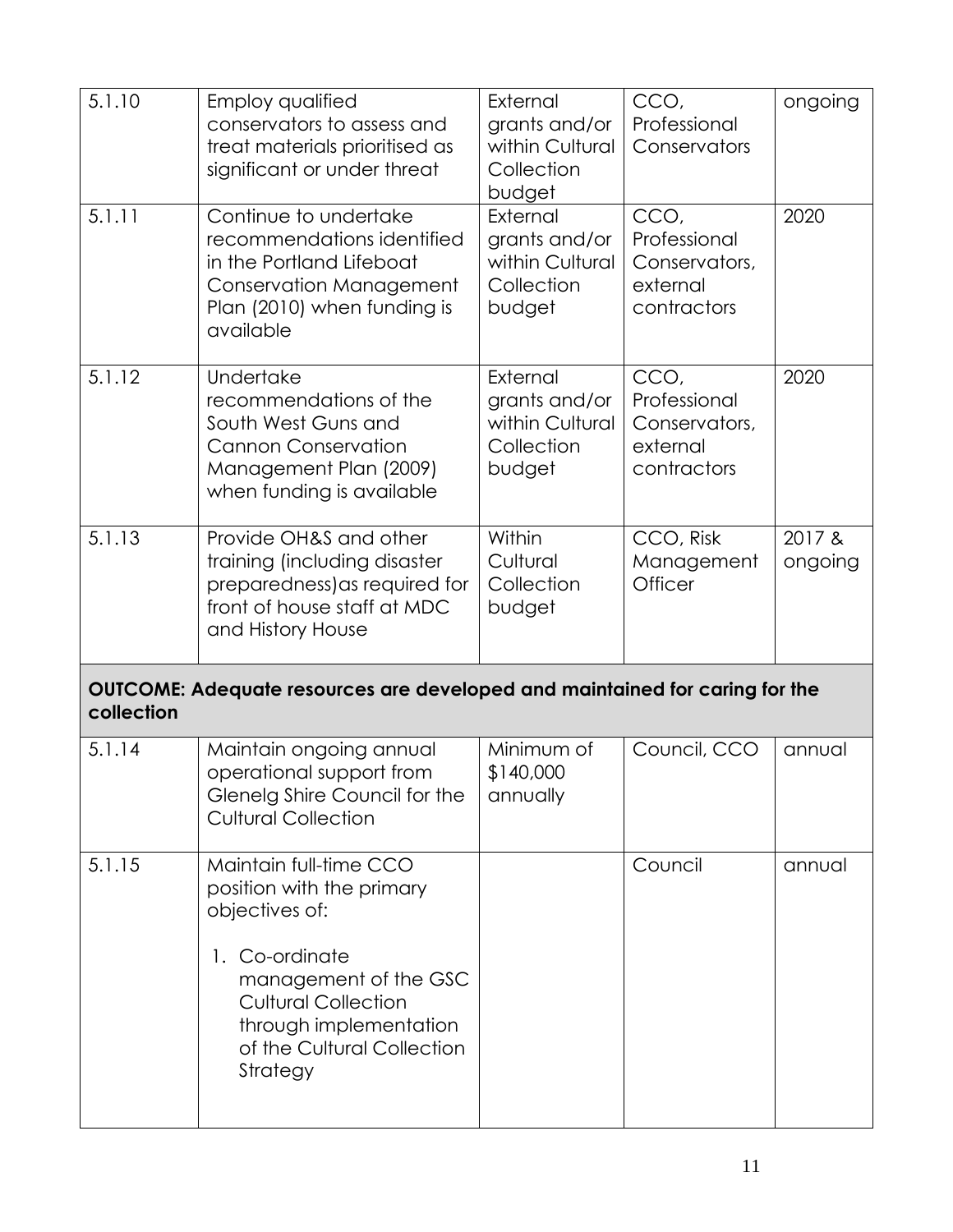| 5.1.10 | Employ qualified conservators to assess and treat materials prioritised as significant or under threat | External grants and/or within Cultural Collection budget | CCO, Professional Conservators | ongoing |
|---|---|---|---|---|
| 5.1.11 | Continue to undertake recommendations identified in the Portland Lifeboat Conservation Management Plan (2010) when funding is available | External grants and/or within Cultural Collection budget | CCO, Professional Conservators, external contractors | 2020 |
| 5.1.12 | Undertake recommendations of the South West Guns and Cannon Conservation Management Plan (2009) when funding is available | External grants and/or within Cultural Collection budget | CCO, Professional Conservators, external contractors | 2020 |
| 5.1.13 | Provide OH&S and other training (including disaster preparedness)as required for front of house staff at MDC and History House | Within Cultural Collection budget | CCO, Risk Management Officer | 2017 & ongoing |
| **OUTCOME: Adequate resources are developed and maintained for caring for the collection** | | | | |
| 5.1.14 | Maintain ongoing annual operational support from Glenelg Shire Council for the Cultural Collection | Minimum of $140,000 annually | Council, CCO | annual |
| 5.1.15 | Maintain full-time CCO position with the primary objectives of:<br><br>1. Co-ordinate management of the GSC Cultural Collection through implementation of the Cultural Collection Strategy | | Council | annual |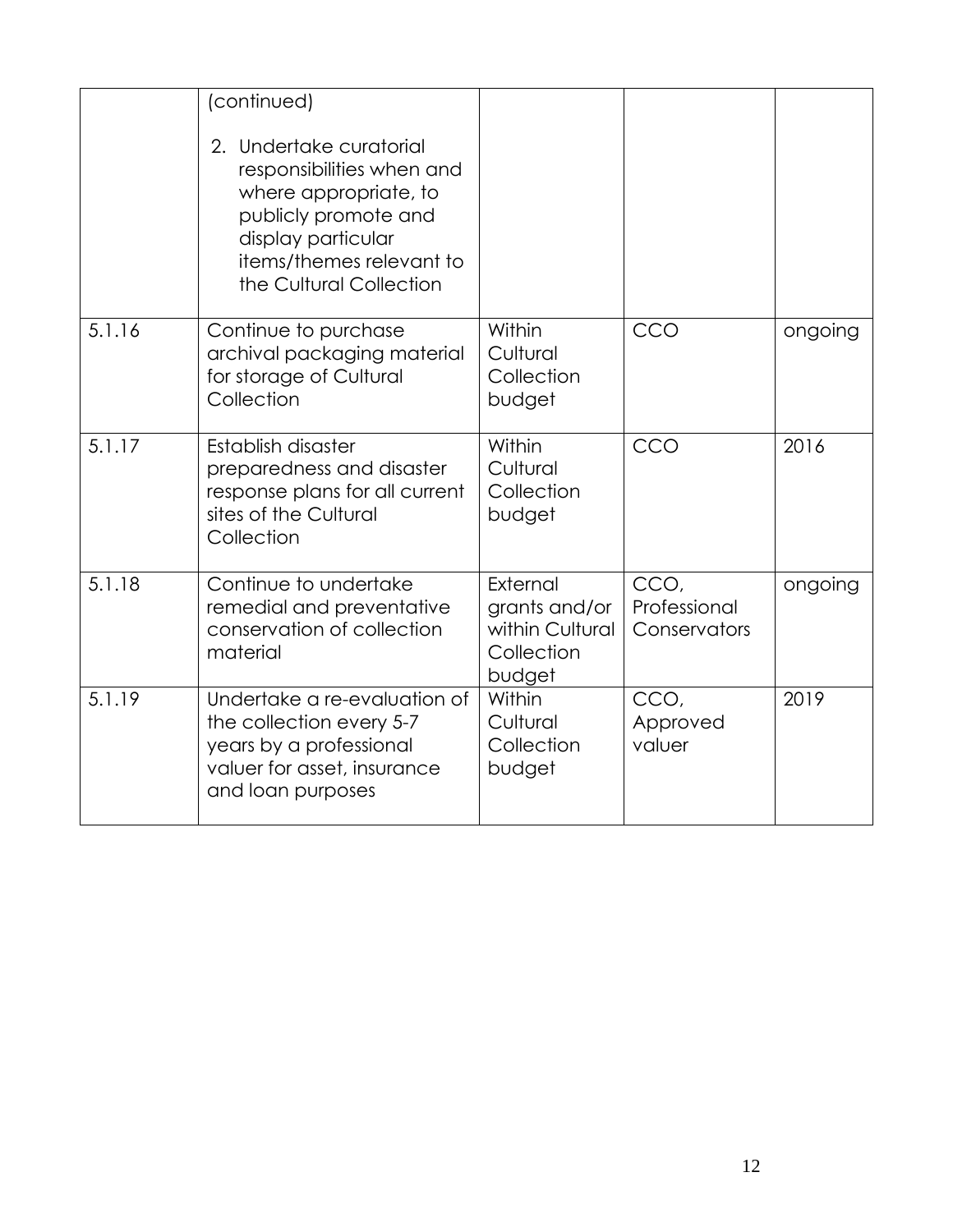|  |  |  |  |  |
|---|---|---|---|---|
|  | (continued)<br><br>2. Undertake curatorial responsibilities when and where appropriate, to publicly promote and display particular items/themes relevant to the Cultural Collection |  |  |  |
| 5.1.16 | Continue to purchase archival packaging material for storage of Cultural Collection | Within Cultural Collection budget | CCO | ongoing |
| 5.1.17 | Establish disaster preparedness and disaster response plans for all current sites of the Cultural Collection | Within Cultural Collection budget | CCO | 2016 |
| 5.1.18 | Continue to undertake remedial and preventative conservation of collection material | External grants and/or within Cultural Collection budget | CCO, Professional Conservators | ongoing |
| 5.1.19 | Undertake a re-evaluation of the collection every 5-7 years by a professional valuer for asset, insurance and loan purposes | Within Cultural Collection budget | CCO, Approved valuer | 2019 |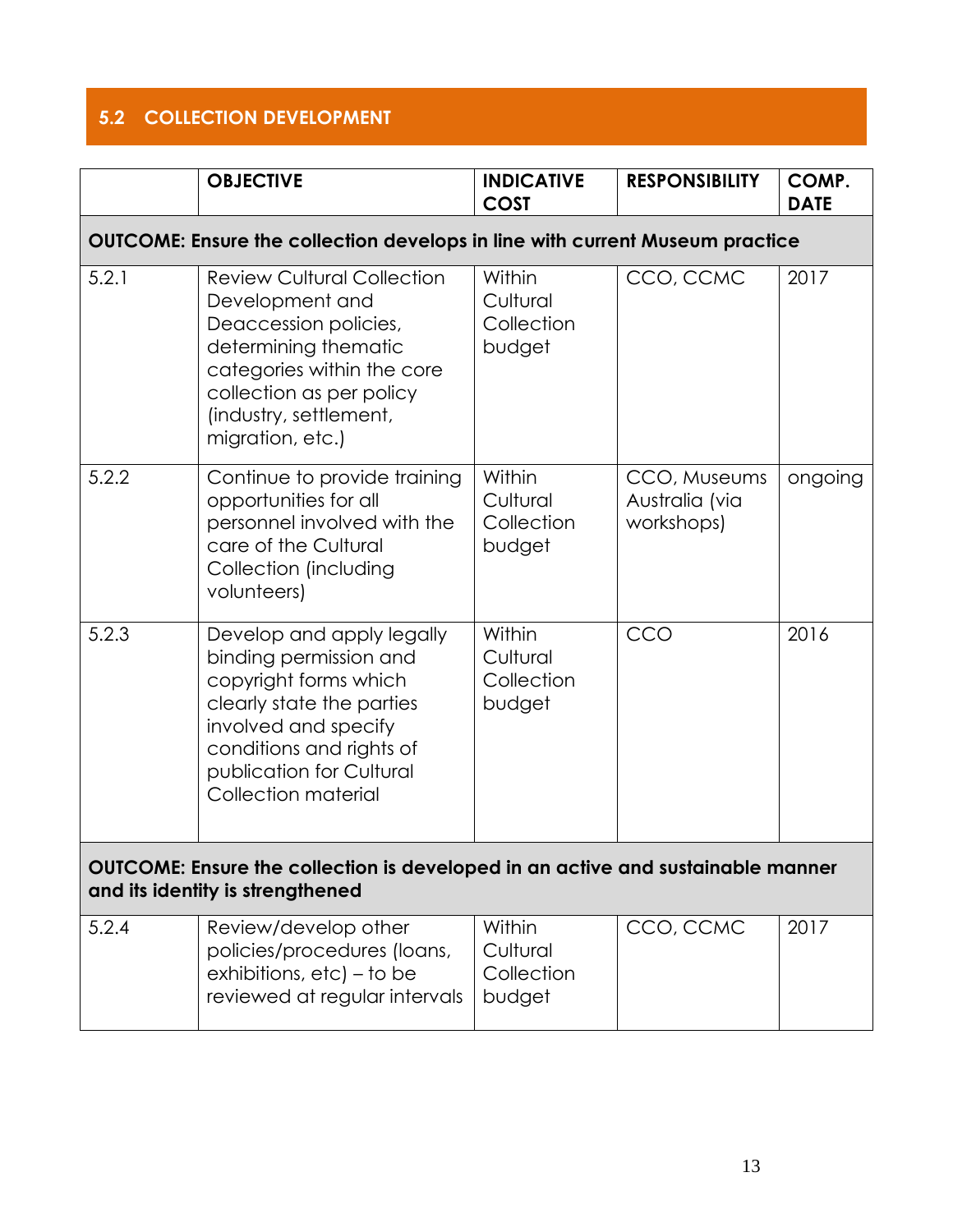## 5.2 COLLECTION DEVELOPMENT

| | OBJECTIVE | INDICATIVE COST | RESPONSIBILITY | COMP. DATE |
|---|---|---|---|---|
| **OUTCOME: Ensure the collection develops in line with current Museum practice** | | | | |
| 5.2.1 | Review Cultural Collection Development and Deaccession policies, determining thematic categories within the core collection as per policy (industry, settlement, migration, etc.) | Within Cultural Collection budget | CCO, CCMC | 2017 |
| 5.2.2 | Continue to provide training opportunities for all personnel involved with the care of the Cultural Collection (including volunteers) | Within Cultural Collection budget | CCO, Museums Australia (via workshops) | ongoing |
| 5.2.3 | Develop and apply legally binding permission and copyright forms which clearly state the parties involved and specify conditions and rights of publication for Cultural Collection material | Within Cultural Collection budget | CCO | 2016 |
| **OUTCOME: Ensure the collection is developed in an active and sustainable manner and its identity is strengthened** | | | | |
| 5.2.4 | Review/develop other policies/procedures (loans, exhibitions, etc) – to be reviewed at regular intervals | Within Cultural Collection budget | CCO, CCMC | 2017 |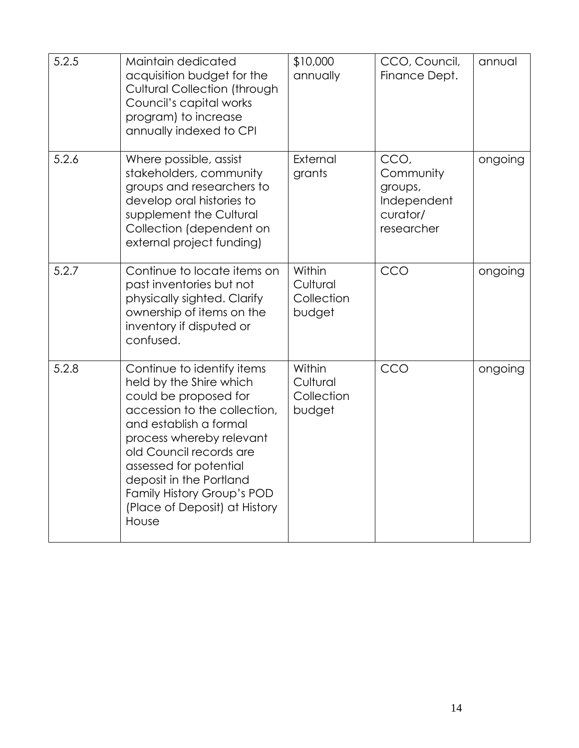| | | | | |
|---|---|---|---|---|
| 5.2.5 | Maintain dedicated acquisition budget for the Cultural Collection (through Council's capital works program) to increase annually indexed to CPI | $10,000 annually | CCO, Council, Finance Dept. | annual |
| 5.2.6 | Where possible, assist stakeholders, community groups and researchers to develop oral histories to supplement the Cultural Collection (dependent on external project funding) | External grants | CCO, Community groups, Independent curator/ researcher | ongoing |
| 5.2.7 | Continue to locate items on past inventories but not physically sighted. Clarify ownership of items on the inventory if disputed or confused. | Within Cultural Collection budget | CCO | ongoing |
| 5.2.8 | Continue to identify items held by the Shire which could be proposed for accession to the collection, and establish a formal process whereby relevant old Council records are assessed for potential deposit in the Portland Family History Group's POD (Place of Deposit) at History House | Within Cultural Collection budget | CCO | ongoing |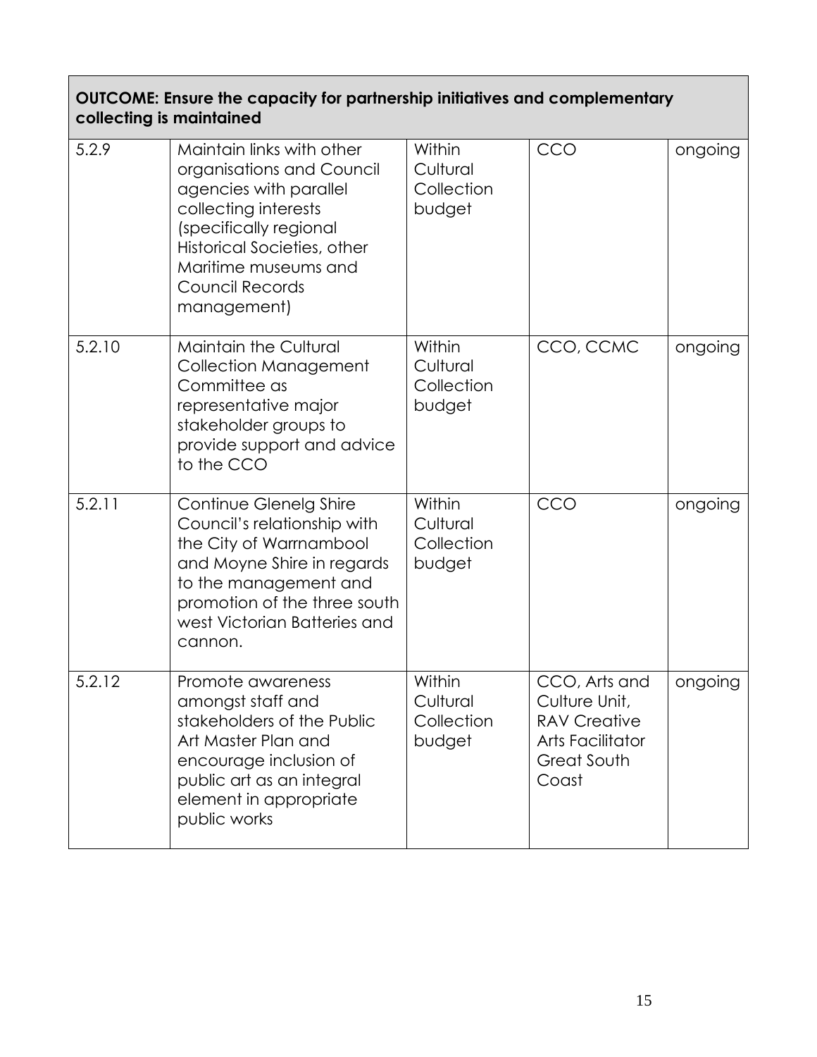| OUTCOME: Ensure the capacity for partnership initiatives and complementary collecting is maintained | | | | |
|---|---|---|---|---|
| 5.2.9 | Maintain links with other organisations and Council agencies with parallel collecting interests (specifically regional Historical Societies, other Maritime museums and Council Records management) | Within Cultural Collection budget | CCO | ongoing |
| 5.2.10 | Maintain the Cultural Collection Management Committee as representative major stakeholder groups to provide support and advice to the CCO | Within Cultural Collection budget | CCO, CCMC | ongoing |
| 5.2.11 | Continue Glenelg Shire Council's relationship with the City of Warrnambool and Moyne Shire in regards to the management and promotion of the three south west Victorian Batteries and cannon. | Within Cultural Collection budget | CCO | ongoing |
| 5.2.12 | Promote awareness amongst staff and stakeholders of the Public Art Master Plan and encourage inclusion of public art as an integral element in appropriate public works | Within Cultural Collection budget | CCO, Arts and Culture Unit, RAV Creative Arts Facilitator Great South Coast | ongoing |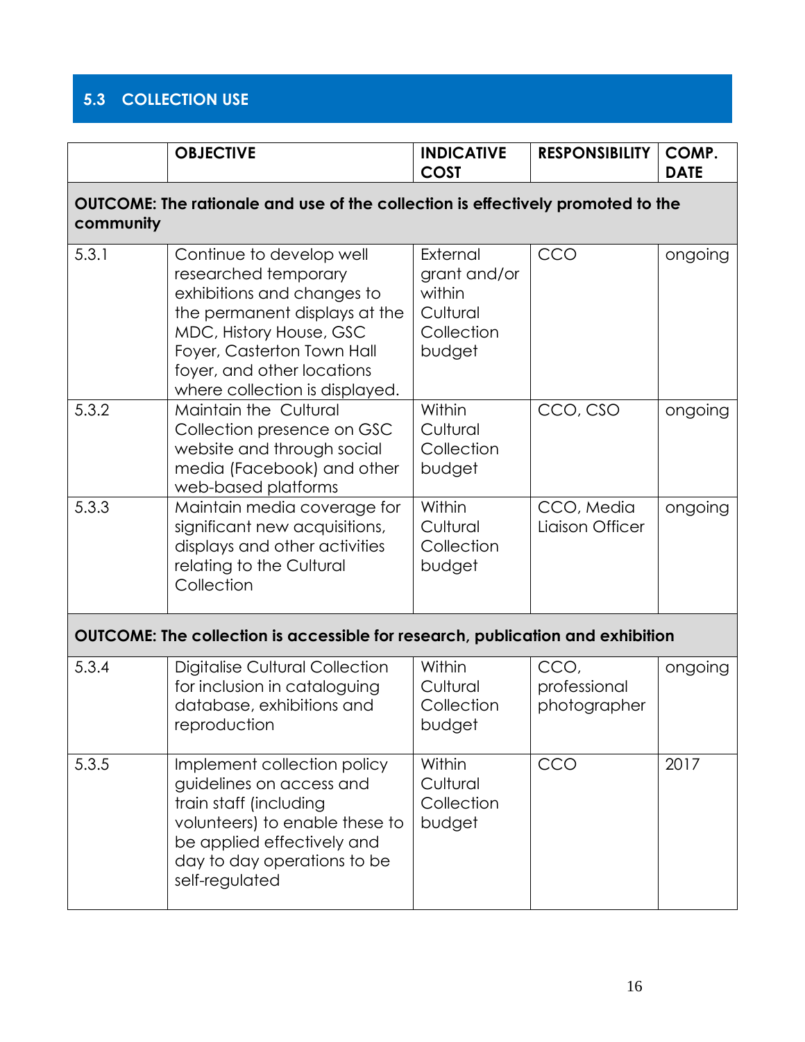## 5.3 COLLECTION USE

| | OBJECTIVE | INDICATIVE COST | RESPONSIBILITY | COMP. DATE |
|---|---|---|---|---|
| **OUTCOME: The rationale and use of the collection is effectively promoted to the community** | | | | |
| 5.3.1 | Continue to develop well researched temporary exhibitions and changes to the permanent displays at the MDC, History House, GSC Foyer, Casterton Town Hall foyer, and other locations where collection is displayed. | External grant and/or within Cultural Collection budget | CCO | ongoing |
| 5.3.2 | Maintain the Cultural Collection presence on GSC website and through social media (Facebook) and other web-based platforms | Within Cultural Collection budget | CCO, CSO | ongoing |
| 5.3.3 | Maintain media coverage for significant new acquisitions, displays and other activities relating to the Cultural Collection | Within Cultural Collection budget | CCO, Media Liaison Officer | ongoing |
| **OUTCOME: The collection is accessible for research, publication and exhibition** | | | | |
| 5.3.4 | Digitalise Cultural Collection for inclusion in cataloguing database, exhibitions and reproduction | Within Cultural Collection budget | CCO, professional photographer | ongoing |
| 5.3.5 | Implement collection policy guidelines on access and train staff (including volunteers) to enable these to be applied effectively and day to day operations to be self-regulated | Within Cultural Collection budget | CCO | 2017 |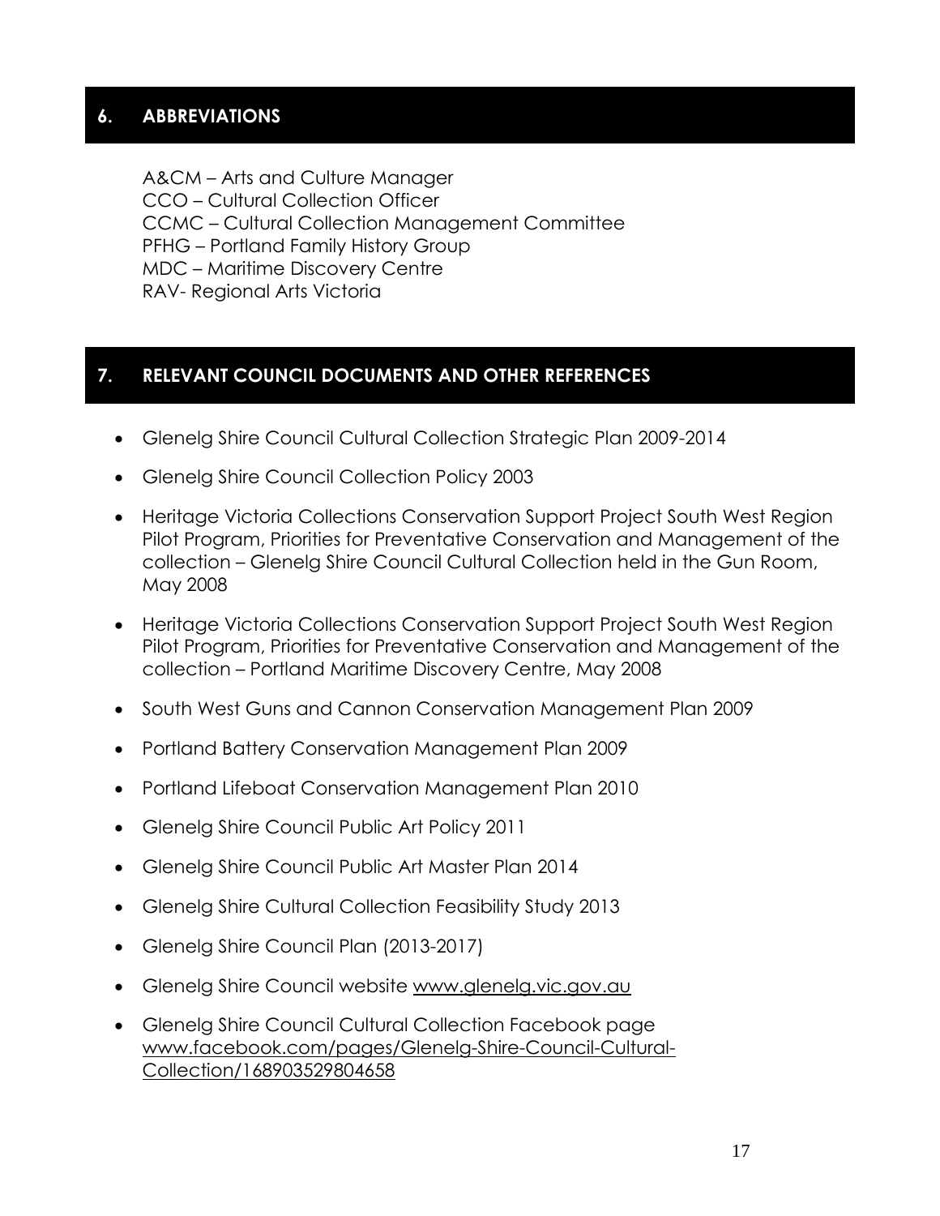## 6. ABBREVIATIONS

A&CM – Arts and Culture Manager
CCO – Cultural Collection Officer
CCMC – Cultural Collection Management Committee
PFHG – Portland Family History Group
MDC – Maritime Discovery Centre
RAV- Regional Arts Victoria

## 7. RELEVANT COUNCIL DOCUMENTS AND OTHER REFERENCES

- Glenelg Shire Council Cultural Collection Strategic Plan 2009-2014
- Glenelg Shire Council Collection Policy 2003
- Heritage Victoria Collections Conservation Support Project South West Region Pilot Program, Priorities for Preventative Conservation and Management of the collection – Glenelg Shire Council Cultural Collection held in the Gun Room, May 2008
- Heritage Victoria Collections Conservation Support Project South West Region Pilot Program, Priorities for Preventative Conservation and Management of the collection – Portland Maritime Discovery Centre, May 2008
- South West Guns and Cannon Conservation Management Plan 2009
- Portland Battery Conservation Management Plan 2009
- Portland Lifeboat Conservation Management Plan 2010
- Glenelg Shire Council Public Art Policy 2011
- Glenelg Shire Council Public Art Master Plan 2014
- Glenelg Shire Cultural Collection Feasibility Study 2013
- Glenelg Shire Council Plan (2013-2017)
- Glenelg Shire Council website www.glenelg.vic.gov.au
- Glenelg Shire Council Cultural Collection Facebook page www.facebook.com/pages/Glenelg-Shire-Council-Cultural-Collection/168903529804658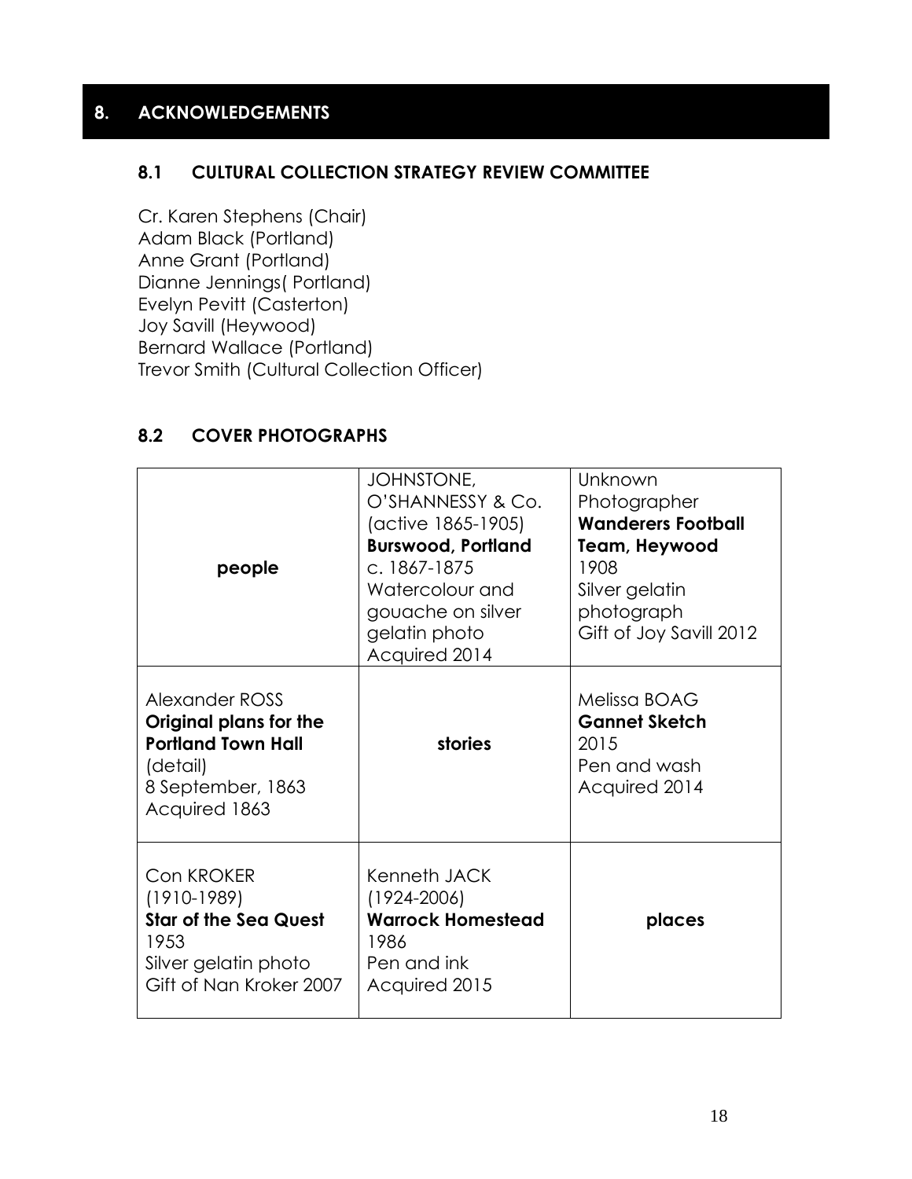## 8. ACKNOWLEDGEMENTS

### 8.1 CULTURAL COLLECTION STRATEGY REVIEW COMMITTEE

Cr. Karen Stephens (Chair)
Adam Black (Portland)
Anne Grant (Portland)
Dianne Jennings( Portland)
Evelyn Pevitt (Casterton)
Joy Savill (Heywood)
Bernard Wallace (Portland)
Trevor Smith (Cultural Collection Officer)

### 8.2 COVER PHOTOGRAPHS

| | | |
|---|---|---|
| **people** | JOHNSTONE, O'SHANNESSY & Co. (active 1865-1905)<br>**Burswood, Portland**<br>c. 1867-1875<br>Watercolour and gouache on silver gelatin photo<br>Acquired 2014 | Unknown Photographer<br>**Wanderers Football Team, Heywood**<br>1908<br>Silver gelatin photograph<br>Gift of Joy Savill 2012 |
| Alexander ROSS<br>**Original plans for the Portland Town Hall**<br>(detail)<br>8 September, 1863<br>Acquired 1863 | **stories** | Melissa BOAG<br>**Gannet Sketch**<br>2015<br>Pen and wash<br>Acquired 2014 |
| Con KROKER<br>(1910-1989)<br>**Star of the Sea Quest**<br>1953<br>Silver gelatin photo<br>Gift of Nan Kroker 2007 | Kenneth JACK<br>(1924-2006)<br>**Warrock Homestead**<br>1986<br>Pen and ink<br>Acquired 2015 | **places** |